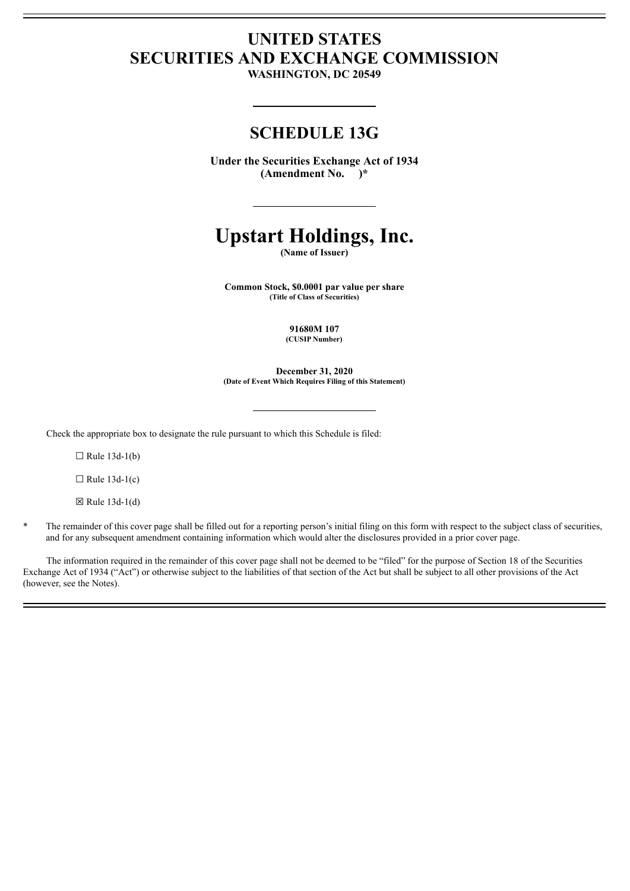# UNITED STATES
# SECURITIES AND EXCHANGE COMMISSION
**WASHINGTON, DC 20549**

## SCHEDULE 13G

**Under the Securities Exchange Act of 1934**
**(Amendment No. )***

# Upstart Holdings, Inc.
**(Name of Issuer)**

**Common Stock, $0.0001 par value per share**
**(Title of Class of Securities)**

**91680M 107**
**(CUSIP Number)**

**December 31, 2020**
**(Date of Event Which Requires Filing of this Statement)**

Check the appropriate box to designate the rule pursuant to which this Schedule is filed:

☐ Rule 13d-1(b)

☐ Rule 13d-1(c)

☒ Rule 13d-1(d)

\* The remainder of this cover page shall be filled out for a reporting person's initial filing on this form with respect to the subject class of securities, and for any subsequent amendment containing information which would alter the disclosures provided in a prior cover page.

The information required in the remainder of this cover page shall not be deemed to be "filed" for the purpose of Section 18 of the Securities Exchange Act of 1934 ("Act") or otherwise subject to the liabilities of that section of the Act but shall be subject to all other provisions of the Act (however, see the Notes).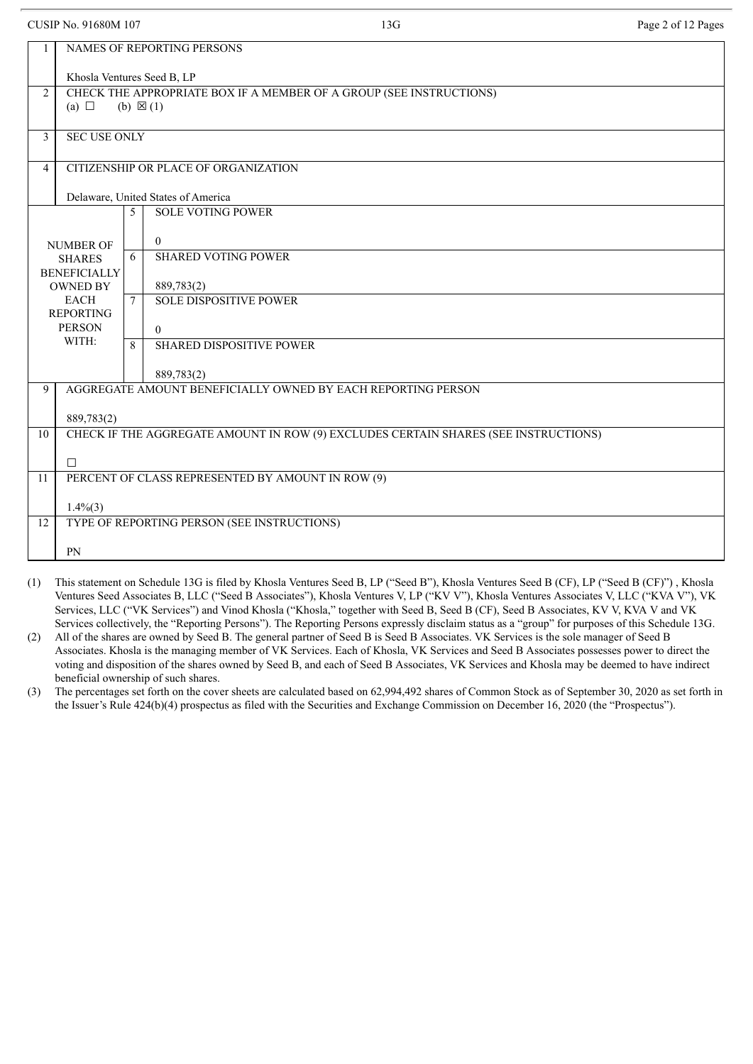CUSIP No. 91680M 107

| | | | |
|---|---|---|---|
| 1 | NAMES OF REPORTING PERSONS<br><br>Khosla Ventures Seed B, LP | | |
| 2 | CHECK THE APPROPRIATE BOX IF A MEMBER OF A GROUP (SEE INSTRUCTIONS)<br>(a) ☐ (b) ☒ (1) | | |
| 3 | SEC USE ONLY | | |
| 4 | CITIZENSHIP OR PLACE OF ORGANIZATION<br><br>Delaware, United States of America | | |
| NUMBER OF SHARES BENEFICIALLY OWNED BY EACH REPORTING PERSON WITH: | | 5 | SOLE VOTING POWER<br><br>0 |
| | | 6 | SHARED VOTING POWER<br><br>889,783(2) |
| | | 7 | SOLE DISPOSITIVE POWER<br><br>0 |
| | | 8 | SHARED DISPOSITIVE POWER<br><br>889,783(2) |
| 9 | AGGREGATE AMOUNT BENEFICIALLY OWNED BY EACH REPORTING PERSON<br><br>889,783(2) | | |
| 10 | CHECK IF THE AGGREGATE AMOUNT IN ROW (9) EXCLUDES CERTAIN SHARES (SEE INSTRUCTIONS)<br><br>☐ | | |
| 11 | PERCENT OF CLASS REPRESENTED BY AMOUNT IN ROW (9)<br><br>1.4%(3) | | |
| 12 | TYPE OF REPORTING PERSON (SEE INSTRUCTIONS)<br><br>PN | | |

(1) This statement on Schedule 13G is filed by Khosla Ventures Seed B, LP ("Seed B"), Khosla Ventures Seed B (CF), LP ("Seed B (CF)") , Khosla Ventures Seed Associates B, LLC ("Seed B Associates"), Khosla Ventures V, LP ("KV V"), Khosla Ventures Associates V, LLC ("KVA V"), VK Services, LLC ("VK Services") and Vinod Khosla ("Khosla," together with Seed B, Seed B (CF), Seed B Associates, KV V, KVA V and VK Services collectively, the "Reporting Persons"). The Reporting Persons expressly disclaim status as a "group" for purposes of this Schedule 13G.

(2) All of the shares are owned by Seed B. The general partner of Seed B is Seed B Associates. VK Services is the sole manager of Seed B Associates. Khosla is the managing member of VK Services. Each of Khosla, VK Services and Seed B Associates possesses power to direct the voting and disposition of the shares owned by Seed B, and each of Seed B Associates, VK Services and Khosla may be deemed to have indirect beneficial ownership of such shares.

(3) The percentages set forth on the cover sheets are calculated based on 62,994,492 shares of Common Stock as of September 30, 2020 as set forth in the Issuer's Rule 424(b)(4) prospectus as filed with the Securities and Exchange Commission on December 16, 2020 (the "Prospectus").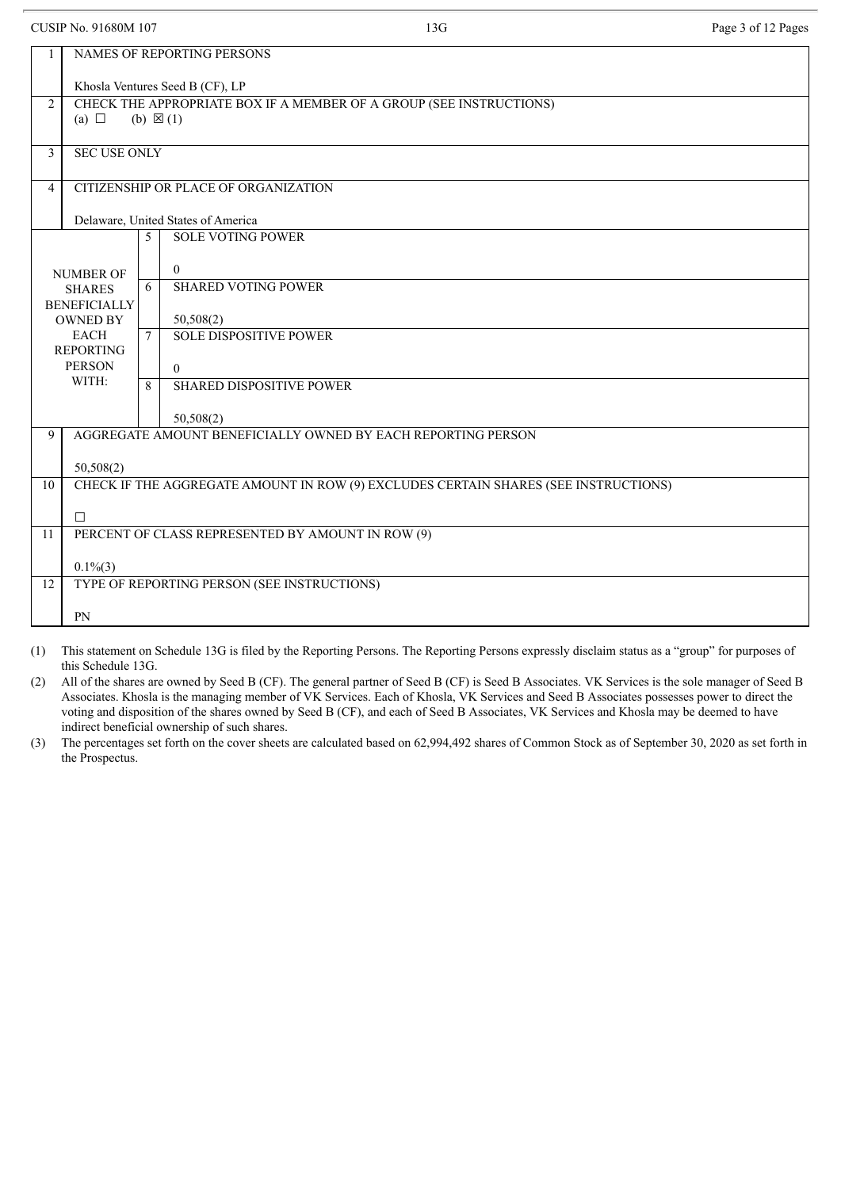CUSIP No. 91680M 107 | 13G

| | | | |
|---|---|---|---|
| 1 | NAMES OF REPORTING PERSONS<br><br>Khosla Ventures Seed B (CF), LP | | |
| 2 | CHECK THE APPROPRIATE BOX IF A MEMBER OF A GROUP (SEE INSTRUCTIONS)<br>(a) ☐ (b) ☒ (1) | | |
| 3 | SEC USE ONLY | | |
| 4 | CITIZENSHIP OR PLACE OF ORGANIZATION<br><br>Delaware, United States of America | | |
| NUMBER OF SHARES BENEFICIALLY OWNED BY EACH REPORTING PERSON WITH: | 5 | SOLE VOTING POWER<br><br>0 | |
| | 6 | SHARED VOTING POWER<br><br>50,508(2) | |
| | 7 | SOLE DISPOSITIVE POWER<br><br>0 | |
| | 8 | SHARED DISPOSITIVE POWER<br><br>50,508(2) | |
| 9 | AGGREGATE AMOUNT BENEFICIALLY OWNED BY EACH REPORTING PERSON<br><br>50,508(2) | | |
| 10 | CHECK IF THE AGGREGATE AMOUNT IN ROW (9) EXCLUDES CERTAIN SHARES (SEE INSTRUCTIONS)<br><br>☐ | | |
| 11 | PERCENT OF CLASS REPRESENTED BY AMOUNT IN ROW (9)<br><br>0.1%(3) | | |
| 12 | TYPE OF REPORTING PERSON (SEE INSTRUCTIONS)<br><br>PN | | |

(1) This statement on Schedule 13G is filed by the Reporting Persons. The Reporting Persons expressly disclaim status as a "group" for purposes of this Schedule 13G.

(2) All of the shares are owned by Seed B (CF). The general partner of Seed B (CF) is Seed B Associates. VK Services is the sole manager of Seed B Associates. Khosla is the managing member of VK Services. Each of Khosla, VK Services and Seed B Associates possesses power to direct the voting and disposition of the shares owned by Seed B (CF), and each of Seed B Associates, VK Services and Khosla may be deemed to have indirect beneficial ownership of such shares.

(3) The percentages set forth on the cover sheets are calculated based on 62,994,492 shares of Common Stock as of September 30, 2020 as set forth in the Prospectus.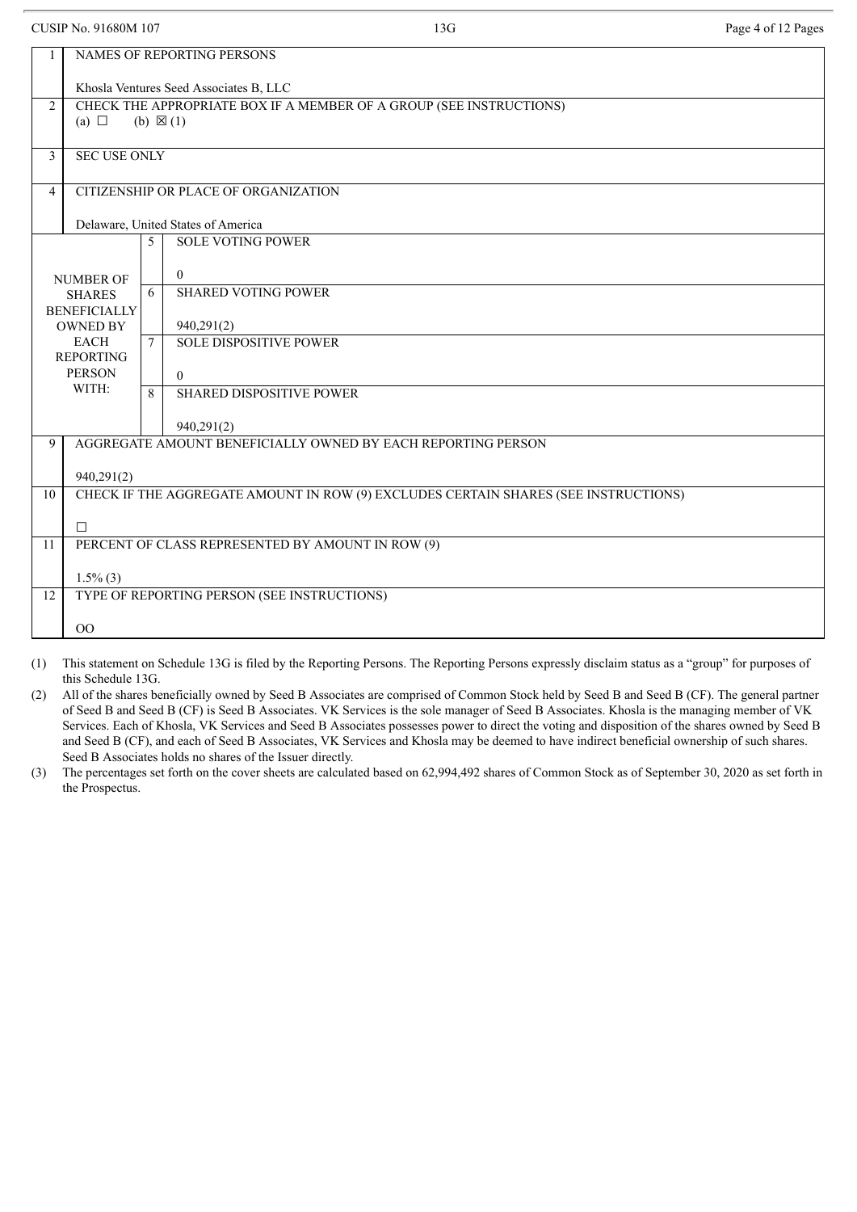CUSIP No. 91680M 107 | 13G

| | | | |
|---|---|---|---|
| 1 | NAMES OF REPORTING PERSONS<br><br>Khosla Ventures Seed Associates B, LLC | | |
| 2 | CHECK THE APPROPRIATE BOX IF A MEMBER OF A GROUP (SEE INSTRUCTIONS)<br>(a) ☐ (b) ☒ (1) | | |
| 3 | SEC USE ONLY | | |
| 4 | CITIZENSHIP OR PLACE OF ORGANIZATION<br><br>Delaware, United States of America | | |
| NUMBER OF SHARES BENEFICIALLY OWNED BY EACH REPORTING PERSON WITH: | 5 | SOLE VOTING POWER<br><br>0 | |
| | 6 | SHARED VOTING POWER<br><br>940,291(2) | |
| | 7 | SOLE DISPOSITIVE POWER<br><br>0 | |
| | 8 | SHARED DISPOSITIVE POWER<br><br>940,291(2) | |
| 9 | AGGREGATE AMOUNT BENEFICIALLY OWNED BY EACH REPORTING PERSON<br><br>940,291(2) | | |
| 10 | CHECK IF THE AGGREGATE AMOUNT IN ROW (9) EXCLUDES CERTAIN SHARES (SEE INSTRUCTIONS)<br><br>☐ | | |
| 11 | PERCENT OF CLASS REPRESENTED BY AMOUNT IN ROW (9)<br><br>1.5% (3) | | |
| 12 | TYPE OF REPORTING PERSON (SEE INSTRUCTIONS)<br><br>OO | | |

(1) This statement on Schedule 13G is filed by the Reporting Persons. The Reporting Persons expressly disclaim status as a "group" for purposes of this Schedule 13G.

(2) All of the shares beneficially owned by Seed B Associates are comprised of Common Stock held by Seed B and Seed B (CF). The general partner of Seed B and Seed B (CF) is Seed B Associates. VK Services is the sole manager of Seed B Associates. Khosla is the managing member of VK Services. Each of Khosla, VK Services and Seed B Associates possesses power to direct the voting and disposition of the shares owned by Seed B and Seed B (CF), and each of Seed B Associates, VK Services and Khosla may be deemed to have indirect beneficial ownership of such shares. Seed B Associates holds no shares of the Issuer directly.

(3) The percentages set forth on the cover sheets are calculated based on 62,994,492 shares of Common Stock as of September 30, 2020 as set forth in the Prospectus.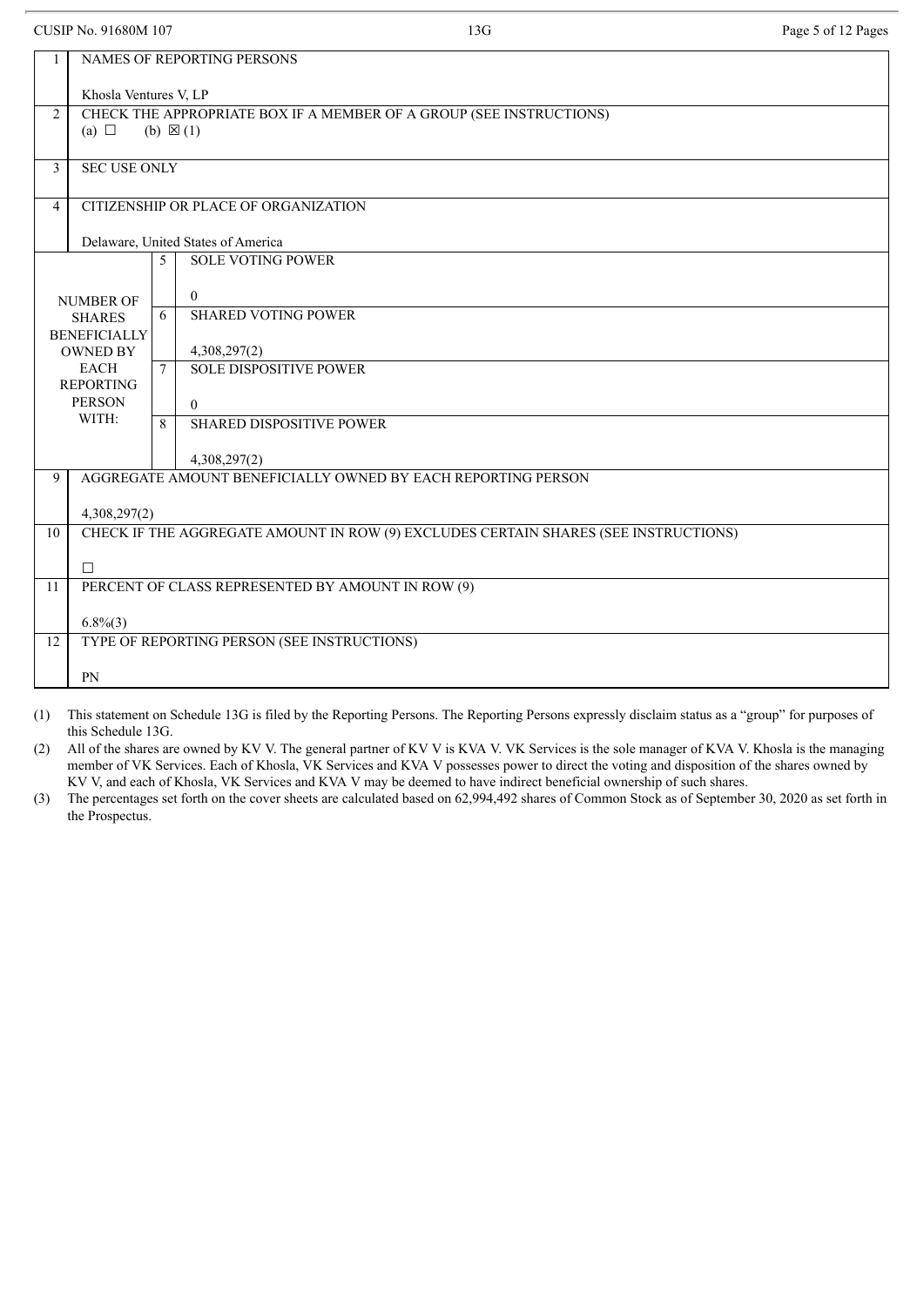CUSIP No. 91680M 107 | 13G

| 1 | NAMES OF REPORTING PERSONS<br><br>Khosla Ventures V, LP | |
|---|---|---|
| 2 | CHECK THE APPROPRIATE BOX IF A MEMBER OF A GROUP (SEE INSTRUCTIONS)<br>(a) ☐ (b) ☒ (1) | |
| 3 | SEC USE ONLY | |
| 4 | CITIZENSHIP OR PLACE OF ORGANIZATION<br><br>Delaware, United States of America | |
| NUMBER OF SHARES BENEFICIALLY OWNED BY EACH REPORTING PERSON WITH: | 5 | SOLE VOTING POWER<br><br>0 |
| | 6 | SHARED VOTING POWER<br><br>4,308,297(2) |
| | 7 | SOLE DISPOSITIVE POWER<br><br>0 |
| | 8 | SHARED DISPOSITIVE POWER<br><br>4,308,297(2) |
| 9 | AGGREGATE AMOUNT BENEFICIALLY OWNED BY EACH REPORTING PERSON<br><br>4,308,297(2) | |
| 10 | CHECK IF THE AGGREGATE AMOUNT IN ROW (9) EXCLUDES CERTAIN SHARES (SEE INSTRUCTIONS)<br><br>☐ | |
| 11 | PERCENT OF CLASS REPRESENTED BY AMOUNT IN ROW (9)<br><br>6.8%(3) | |
| 12 | TYPE OF REPORTING PERSON (SEE INSTRUCTIONS)<br><br>PN | |

(1) This statement on Schedule 13G is filed by the Reporting Persons. The Reporting Persons expressly disclaim status as a "group" for purposes of this Schedule 13G.

(2) All of the shares are owned by KV V. The general partner of KV V is KVA V. VK Services is the sole manager of KVA V. Khosla is the managing member of VK Services. Each of Khosla, VK Services and KVA V possesses power to direct the voting and disposition of the shares owned by KV V, and each of Khosla, VK Services and KVA V may be deemed to have indirect beneficial ownership of such shares.

(3) The percentages set forth on the cover sheets are calculated based on 62,994,492 shares of Common Stock as of September 30, 2020 as set forth in the Prospectus.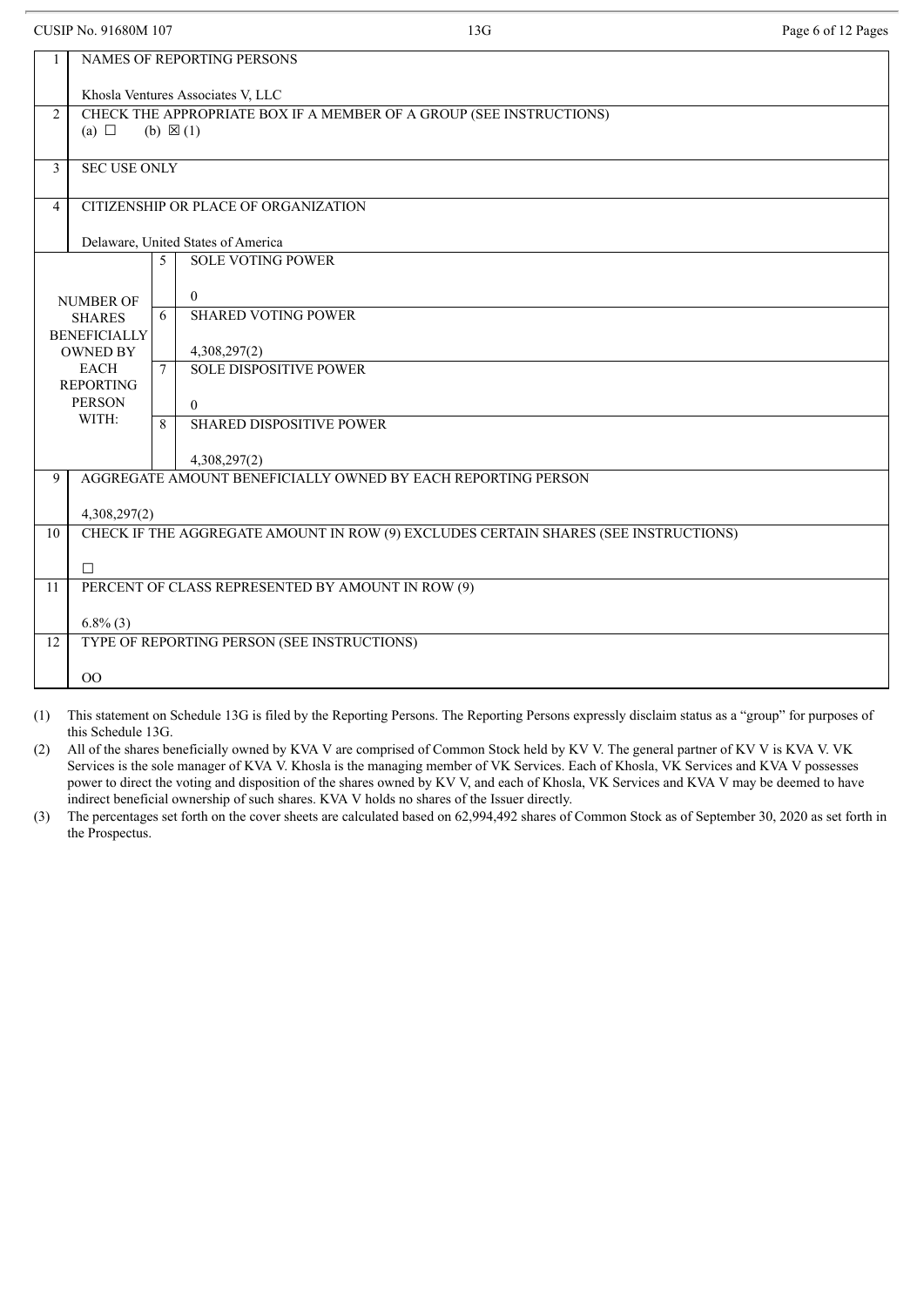| | | | |
|---|---|---|---|
| 1 | NAMES OF REPORTING PERSONS<br><br>Khosla Ventures Associates V, LLC | | |
| 2 | CHECK THE APPROPRIATE BOX IF A MEMBER OF A GROUP (SEE INSTRUCTIONS)<br>(a) ☐ (b) ☒ (1) | | |
| 3 | SEC USE ONLY | | |
| 4 | CITIZENSHIP OR PLACE OF ORGANIZATION<br><br>Delaware, United States of America | | |
| NUMBER OF SHARES BENEFICIALLY OWNED BY EACH REPORTING PERSON WITH: | 5 | SOLE VOTING POWER<br><br>0 | |
| | 6 | SHARED VOTING POWER<br><br>4,308,297(2) | |
| | 7 | SOLE DISPOSITIVE POWER<br><br>0 | |
| | 8 | SHARED DISPOSITIVE POWER<br><br>4,308,297(2) | |
| 9 | AGGREGATE AMOUNT BENEFICIALLY OWNED BY EACH REPORTING PERSON<br><br>4,308,297(2) | | |
| 10 | CHECK IF THE AGGREGATE AMOUNT IN ROW (9) EXCLUDES CERTAIN SHARES (SEE INSTRUCTIONS)<br><br>☐ | | |
| 11 | PERCENT OF CLASS REPRESENTED BY AMOUNT IN ROW (9)<br><br>6.8% (3) | | |
| 12 | TYPE OF REPORTING PERSON (SEE INSTRUCTIONS)<br><br>OO | | |

(1) This statement on Schedule 13G is filed by the Reporting Persons. The Reporting Persons expressly disclaim status as a "group" for purposes of this Schedule 13G.

(2) All of the shares beneficially owned by KVA V are comprised of Common Stock held by KV V. The general partner of KV V is KVA V. VK Services is the sole manager of KVA V. Khosla is the managing member of VK Services. Each of Khosla, VK Services and KVA V possesses power to direct the voting and disposition of the shares owned by KV V, and each of Khosla, VK Services and KVA V may be deemed to have indirect beneficial ownership of such shares. KVA V holds no shares of the Issuer directly.

(3) The percentages set forth on the cover sheets are calculated based on 62,994,492 shares of Common Stock as of September 30, 2020 as set forth in the Prospectus.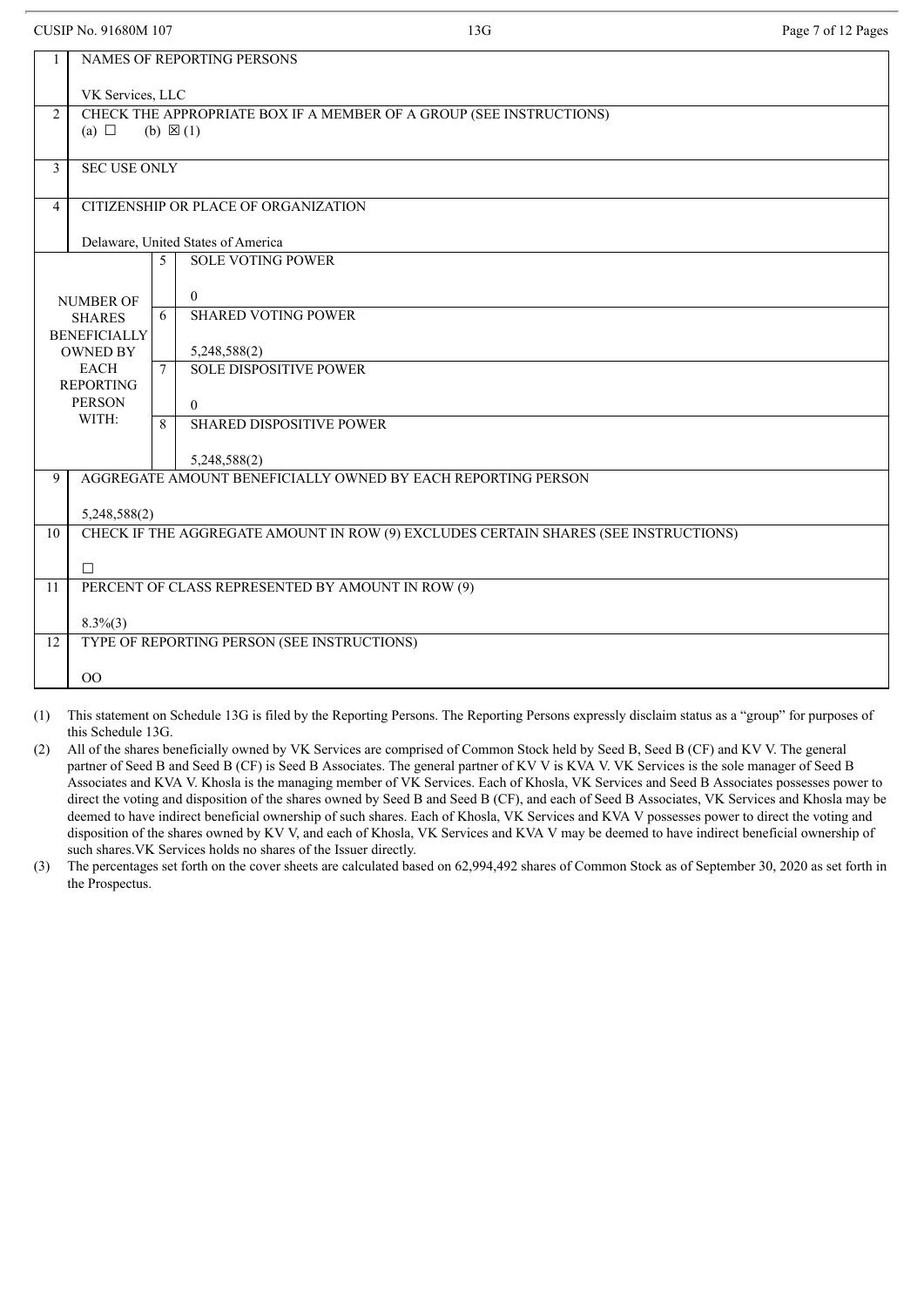| 1 | NAMES OF REPORTING PERSONS<br><br>VK Services, LLC | | |
|---|---|---|---|
| 2 | CHECK THE APPROPRIATE BOX IF A MEMBER OF A GROUP (SEE INSTRUCTIONS)<br>(a) ☐ (b) ☒ (1) | | |
| 3 | SEC USE ONLY | | |
| 4 | CITIZENSHIP OR PLACE OF ORGANIZATION<br><br>Delaware, United States of America | | |
| NUMBER OF SHARES BENEFICIALLY OWNED BY EACH REPORTING PERSON WITH: | | 5 | SOLE VOTING POWER<br><br>0 |
| | | 6 | SHARED VOTING POWER<br><br>5,248,588(2) |
| | | 7 | SOLE DISPOSITIVE POWER<br><br>0 |
| | | 8 | SHARED DISPOSITIVE POWER<br><br>5,248,588(2) |
| 9 | AGGREGATE AMOUNT BENEFICIALLY OWNED BY EACH REPORTING PERSON<br><br>5,248,588(2) | | |
| 10 | CHECK IF THE AGGREGATE AMOUNT IN ROW (9) EXCLUDES CERTAIN SHARES (SEE INSTRUCTIONS)<br><br>☐ | | |
| 11 | PERCENT OF CLASS REPRESENTED BY AMOUNT IN ROW (9)<br><br>8.3%(3) | | |
| 12 | TYPE OF REPORTING PERSON (SEE INSTRUCTIONS)<br><br>OO | | |

(1) This statement on Schedule 13G is filed by the Reporting Persons. The Reporting Persons expressly disclaim status as a "group" for purposes of this Schedule 13G.

(2) All of the shares beneficially owned by VK Services are comprised of Common Stock held by Seed B, Seed B (CF) and KV V. The general partner of Seed B and Seed B (CF) is Seed B Associates. The general partner of KV V is KVA V. VK Services is the sole manager of Seed B Associates and KVA V. Khosla is the managing member of VK Services. Each of Khosla, VK Services and Seed B Associates possesses power to direct the voting and disposition of the shares owned by Seed B and Seed B (CF), and each of Seed B Associates, VK Services and Khosla may be deemed to have indirect beneficial ownership of such shares. Each of Khosla, VK Services and KVA V possesses power to direct the voting and disposition of the shares owned by KV V, and each of Khosla, VK Services and KVA V may be deemed to have indirect beneficial ownership of such shares.VK Services holds no shares of the Issuer directly.

(3) The percentages set forth on the cover sheets are calculated based on 62,994,492 shares of Common Stock as of September 30, 2020 as set forth in the Prospectus.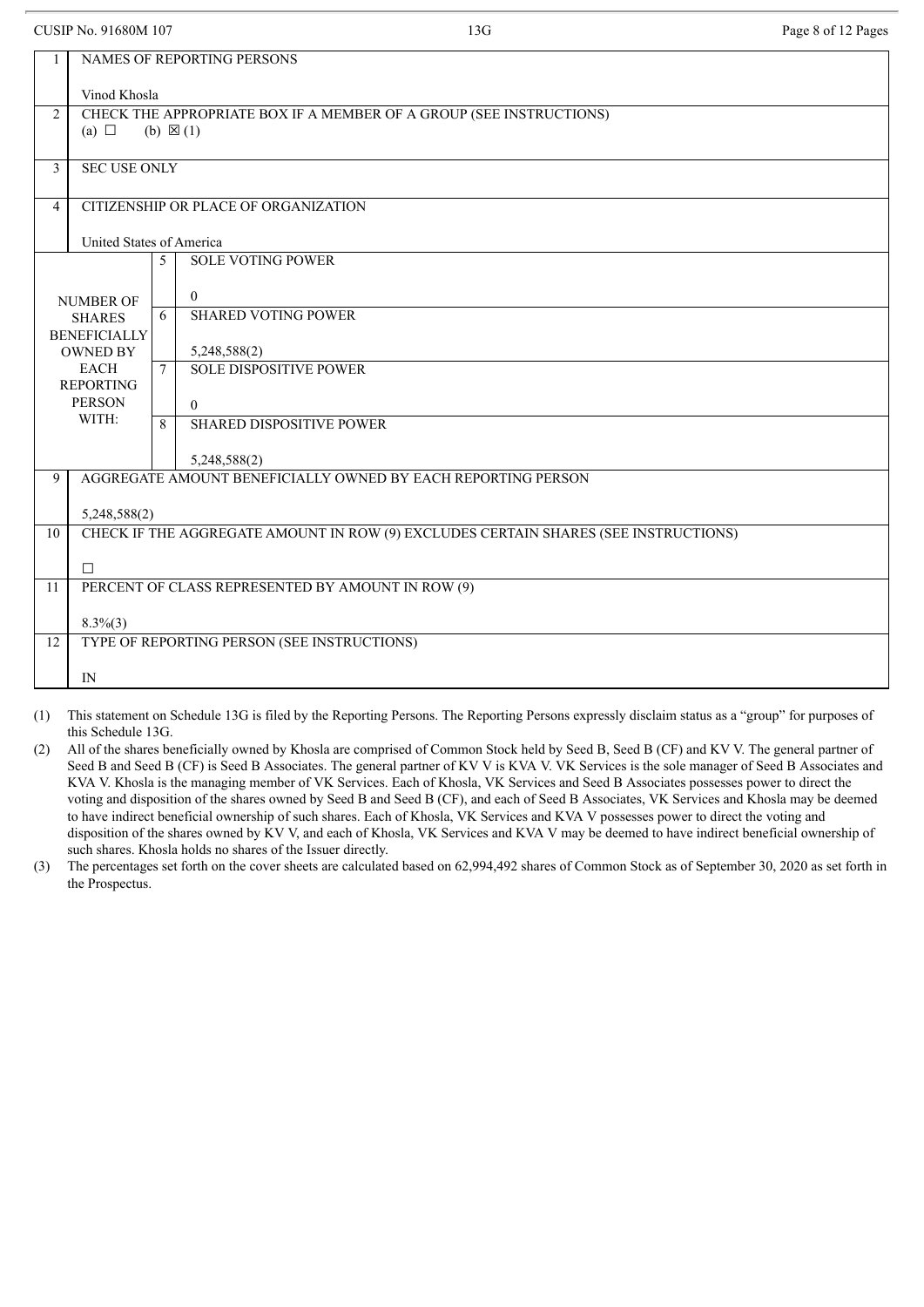| | | | |
|---|---|---|---|
| 1 | NAMES OF REPORTING PERSONS<br><br>Vinod Khosla | | |
| 2 | CHECK THE APPROPRIATE BOX IF A MEMBER OF A GROUP (SEE INSTRUCTIONS)<br>(a) ☐ (b) ☒ (1) | | |
| 3 | SEC USE ONLY | | |
| 4 | CITIZENSHIP OR PLACE OF ORGANIZATION<br><br>United States of America | | |
| NUMBER OF SHARES BENEFICIALLY OWNED BY EACH REPORTING PERSON WITH: | | 5 | SOLE VOTING POWER<br><br>0 |
| | | 6 | SHARED VOTING POWER<br><br>5,248,588(2) |
| | | 7 | SOLE DISPOSITIVE POWER<br><br>0 |
| | | 8 | SHARED DISPOSITIVE POWER<br><br>5,248,588(2) |
| 9 | AGGREGATE AMOUNT BENEFICIALLY OWNED BY EACH REPORTING PERSON<br><br>5,248,588(2) | | |
| 10 | CHECK IF THE AGGREGATE AMOUNT IN ROW (9) EXCLUDES CERTAIN SHARES (SEE INSTRUCTIONS)<br><br>☐ | | |
| 11 | PERCENT OF CLASS REPRESENTED BY AMOUNT IN ROW (9)<br><br>8.3%(3) | | |
| 12 | TYPE OF REPORTING PERSON (SEE INSTRUCTIONS)<br><br>IN | | |

(1) This statement on Schedule 13G is filed by the Reporting Persons. The Reporting Persons expressly disclaim status as a "group" for purposes of this Schedule 13G.

(2) All of the shares beneficially owned by Khosla are comprised of Common Stock held by Seed B, Seed B (CF) and KV V. The general partner of Seed B and Seed B (CF) is Seed B Associates. The general partner of KV V is KVA V. VK Services is the sole manager of Seed B Associates and KVA V. Khosla is the managing member of VK Services. Each of Khosla, VK Services and Seed B Associates possesses power to direct the voting and disposition of the shares owned by Seed B and Seed B (CF), and each of Seed B Associates, VK Services and Khosla may be deemed to have indirect beneficial ownership of such shares. Each of Khosla, VK Services and KVA V possesses power to direct the voting and disposition of the shares owned by KV V, and each of Khosla, VK Services and KVA V may be deemed to have indirect beneficial ownership of such shares. Khosla holds no shares of the Issuer directly.

(3) The percentages set forth on the cover sheets are calculated based on 62,994,492 shares of Common Stock as of September 30, 2020 as set forth in the Prospectus.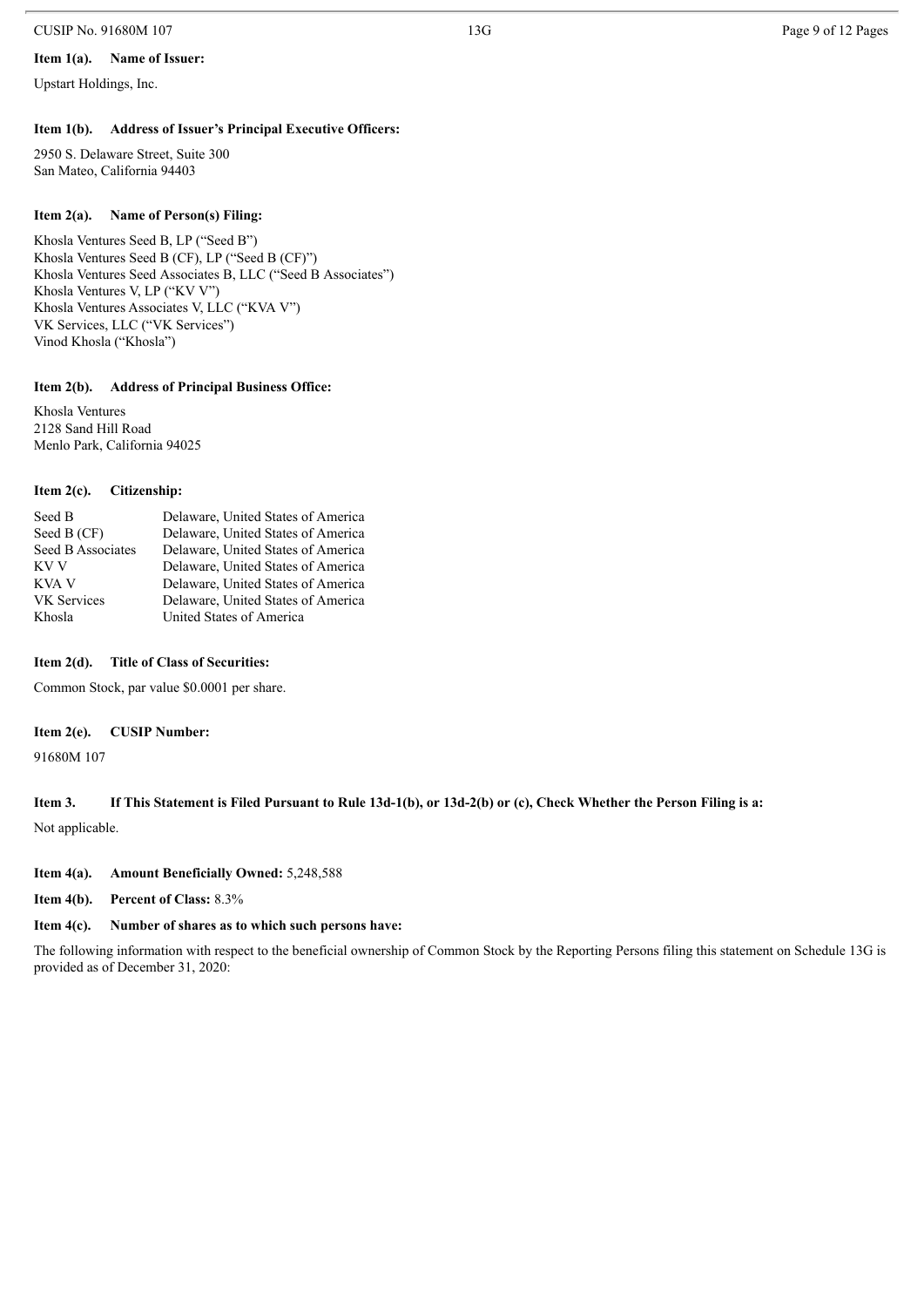**Item 1(a). Name of Issuer:**

Upstart Holdings, Inc.

**Item 1(b). Address of Issuer's Principal Executive Officers:**

2950 S. Delaware Street, Suite 300
San Mateo, California 94403

**Item 2(a). Name of Person(s) Filing:**

Khosla Ventures Seed B, LP ("Seed B")
Khosla Ventures Seed B (CF), LP ("Seed B (CF)")
Khosla Ventures Seed Associates B, LLC ("Seed B Associates")
Khosla Ventures V, LP ("KV V")
Khosla Ventures Associates V, LLC ("KVA V")
VK Services, LLC ("VK Services")
Vinod Khosla ("Khosla")

**Item 2(b). Address of Principal Business Office:**

Khosla Ventures
2128 Sand Hill Road
Menlo Park, California 94025

**Item 2(c). Citizenship:**

| | |
|---|---|
| Seed B | Delaware, United States of America |
| Seed B (CF) | Delaware, United States of America |
| Seed B Associates | Delaware, United States of America |
| KV V | Delaware, United States of America |
| KVA V | Delaware, United States of America |
| VK Services | Delaware, United States of America |
| Khosla | United States of America |

**Item 2(d). Title of Class of Securities:**

Common Stock, par value $0.0001 per share.

**Item 2(e). CUSIP Number:**

91680M 107

**Item 3. If This Statement is Filed Pursuant to Rule 13d-1(b), or 13d-2(b) or (c), Check Whether the Person Filing is a:**

Not applicable.

**Item 4(a). Amount Beneficially Owned:** 5,248,588

**Item 4(b). Percent of Class:** 8.3%

**Item 4(c). Number of shares as to which such persons have:**

The following information with respect to the beneficial ownership of Common Stock by the Reporting Persons filing this statement on Schedule 13G is provided as of December 31, 2020: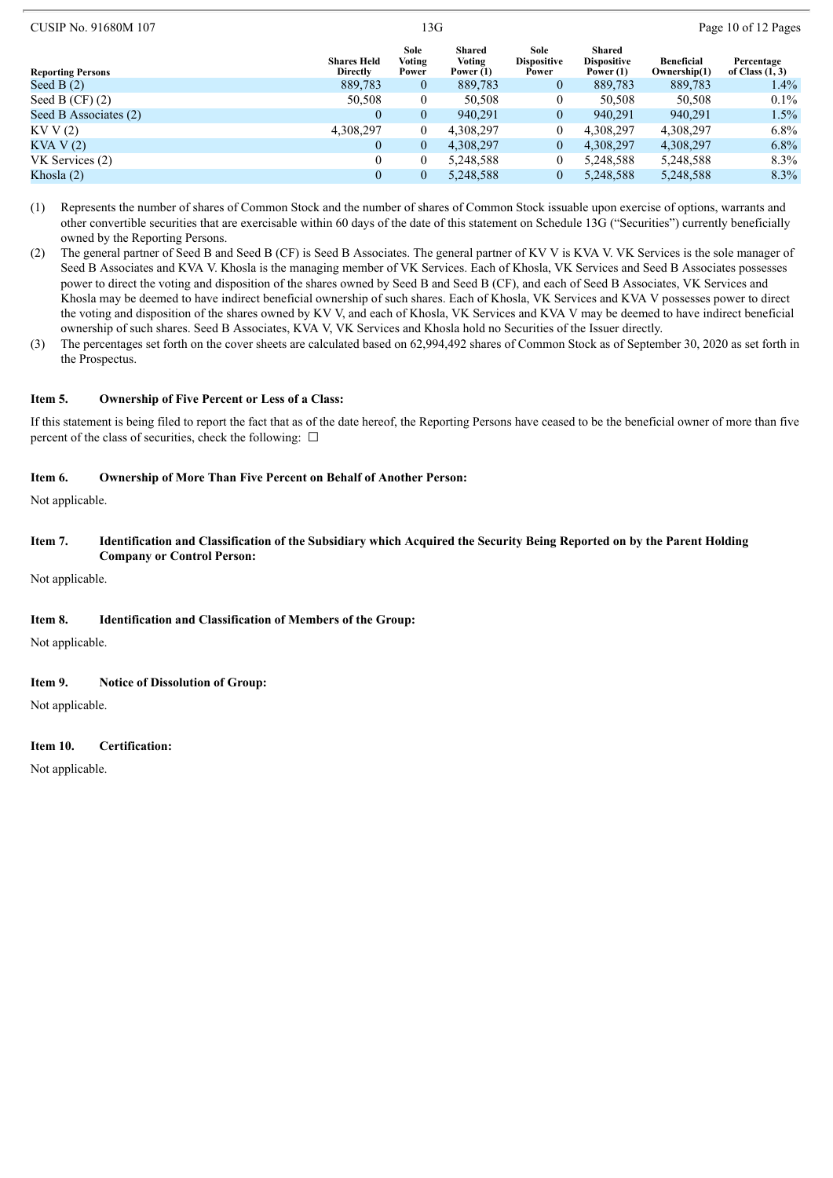| Reporting Persons | Shares Held Directly | Sole Voting Power | Shared Voting Power (1) | Sole Dispositive Power | Shared Dispositive Power (1) | Beneficial Ownership(1) | Percentage of Class (1, 3) |
|---|---|---|---|---|---|---|---|
| Seed B (2) | 889,783 | 0 | 889,783 | 0 | 889,783 | 889,783 | 1.4% |
| Seed B (CF) (2) | 50,508 | 0 | 50,508 | 0 | 50,508 | 50,508 | 0.1% |
| Seed B Associates (2) | 0 | 0 | 940,291 | 0 | 940,291 | 940,291 | 1.5% |
| KV V (2) | 4,308,297 | 0 | 4,308,297 | 0 | 4,308,297 | 4,308,297 | 6.8% |
| KVA V (2) | 0 | 0 | 4,308,297 | 0 | 4,308,297 | 4,308,297 | 6.8% |
| VK Services (2) | 0 | 0 | 5,248,588 | 0 | 5,248,588 | 5,248,588 | 8.3% |
| Khosla (2) | 0 | 0 | 5,248,588 | 0 | 5,248,588 | 5,248,588 | 8.3% |

(1) Represents the number of shares of Common Stock and the number of shares of Common Stock issuable upon exercise of options, warrants and other convertible securities that are exercisable within 60 days of the date of this statement on Schedule 13G ("Securities") currently beneficially owned by the Reporting Persons.

(2) The general partner of Seed B and Seed B (CF) is Seed B Associates. The general partner of KV V is KVA V. VK Services is the sole manager of Seed B Associates and KVA V. Khosla is the managing member of VK Services. Each of Khosla, VK Services and Seed B Associates possesses power to direct the voting and disposition of the shares owned by Seed B and Seed B (CF), and each of Seed B Associates, VK Services and Khosla may be deemed to have indirect beneficial ownership of such shares. Each of Khosla, VK Services and KVA V possesses power to direct the voting and disposition of the shares owned by KV V, and each of Khosla, VK Services and KVA V may be deemed to have indirect beneficial ownership of such shares. Seed B Associates, KVA V, VK Services and Khosla hold no Securities of the Issuer directly.

(3) The percentages set forth on the cover sheets are calculated based on 62,994,492 shares of Common Stock as of September 30, 2020 as set forth in the Prospectus.

**Item 5. Ownership of Five Percent or Less of a Class:**

If this statement is being filed to report the fact that as of the date hereof, the Reporting Persons have ceased to be the beneficial owner of more than five percent of the class of securities, check the following: ☐

**Item 6. Ownership of More Than Five Percent on Behalf of Another Person:**

Not applicable.

**Item 7. Identification and Classification of the Subsidiary which Acquired the Security Being Reported on by the Parent Holding Company or Control Person:**

Not applicable.

**Item 8. Identification and Classification of Members of the Group:**

Not applicable.

**Item 9. Notice of Dissolution of Group:**

Not applicable.

**Item 10. Certification:**

Not applicable.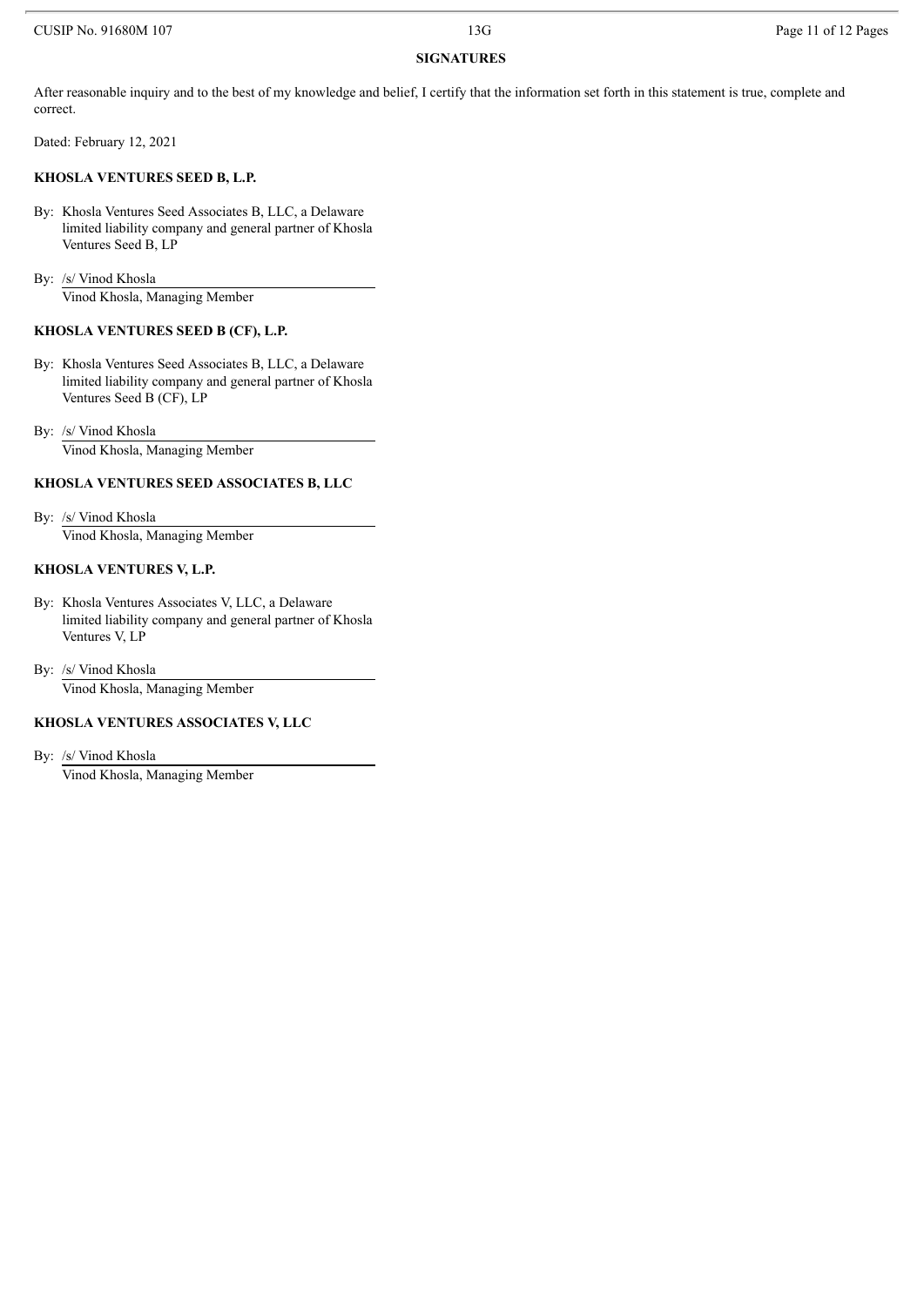## SIGNATURES

After reasonable inquiry and to the best of my knowledge and belief, I certify that the information set forth in this statement is true, complete and correct.

Dated: February 12, 2021

**KHOSLA VENTURES SEED B, L.P.**

By: Khosla Ventures Seed Associates B, LLC, a Delaware limited liability company and general partner of Khosla Ventures Seed B, LP

By: /s/ Vinod Khosla
Vinod Khosla, Managing Member

**KHOSLA VENTURES SEED B (CF), L.P.**

By: Khosla Ventures Seed Associates B, LLC, a Delaware limited liability company and general partner of Khosla Ventures Seed B (CF), LP

By: /s/ Vinod Khosla
Vinod Khosla, Managing Member

**KHOSLA VENTURES SEED ASSOCIATES B, LLC**

By: /s/ Vinod Khosla
Vinod Khosla, Managing Member

**KHOSLA VENTURES V, L.P.**

By: Khosla Ventures Associates V, LLC, a Delaware limited liability company and general partner of Khosla Ventures V, LP

By: /s/ Vinod Khosla
Vinod Khosla, Managing Member

**KHOSLA VENTURES ASSOCIATES V, LLC**

By: /s/ Vinod Khosla
Vinod Khosla, Managing Member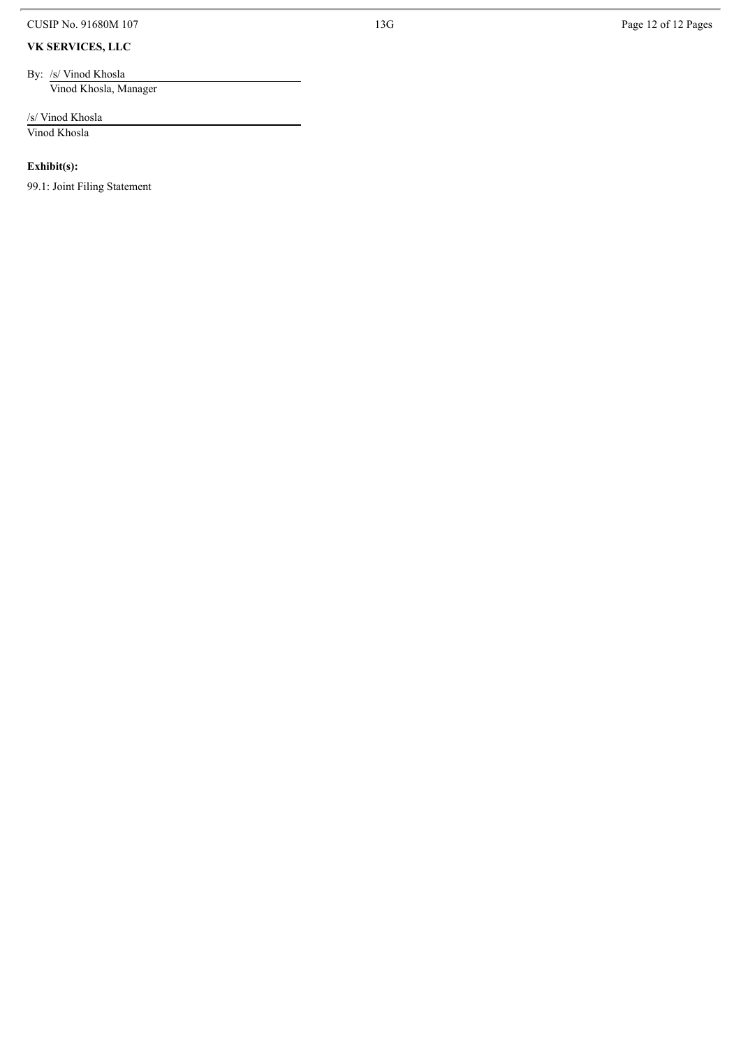**VK SERVICES, LLC**

By: /s/ Vinod Khosla
Vinod Khosla, Manager

/s/ Vinod Khosla
Vinod Khosla

**Exhibit(s):**

99.1: Joint Filing Statement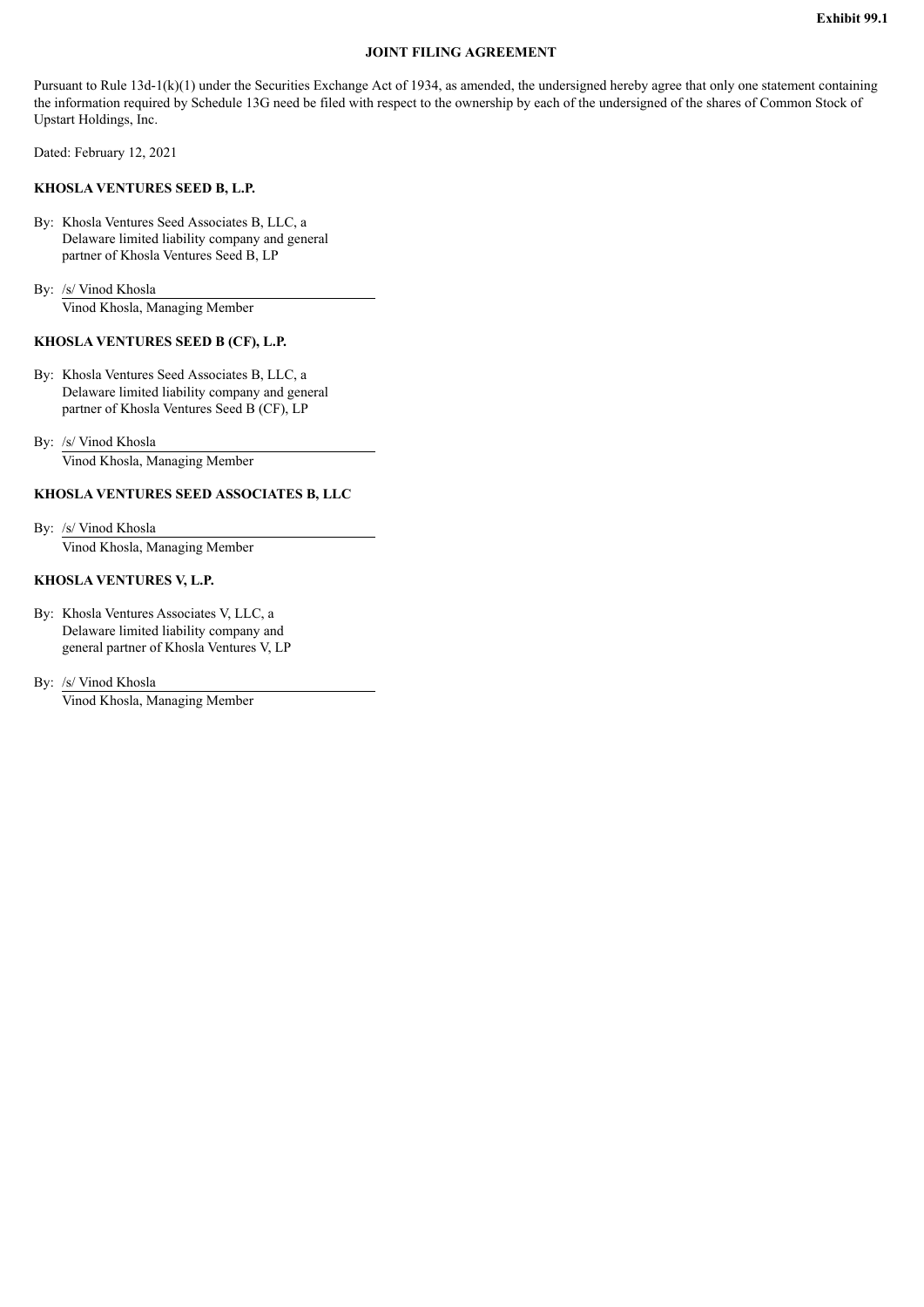**Exhibit 99.1**

**JOINT FILING AGREEMENT**

Pursuant to Rule 13d-1(k)(1) under the Securities Exchange Act of 1934, as amended, the undersigned hereby agree that only one statement containing the information required by Schedule 13G need be filed with respect to the ownership by each of the undersigned of the shares of Common Stock of Upstart Holdings, Inc.

Dated: February 12, 2021

**KHOSLA VENTURES SEED B, L.P.**

By: Khosla Ventures Seed Associates B, LLC, a Delaware limited liability company and general partner of Khosla Ventures Seed B, LP

By: /s/ Vinod Khosla
Vinod Khosla, Managing Member

**KHOSLA VENTURES SEED B (CF), L.P.**

By: Khosla Ventures Seed Associates B, LLC, a Delaware limited liability company and general partner of Khosla Ventures Seed B (CF), LP

By: /s/ Vinod Khosla
Vinod Khosla, Managing Member

**KHOSLA VENTURES SEED ASSOCIATES B, LLC**

By: /s/ Vinod Khosla
Vinod Khosla, Managing Member

**KHOSLA VENTURES V, L.P.**

By: Khosla Ventures Associates V, LLC, a Delaware limited liability company and general partner of Khosla Ventures V, LP

By: /s/ Vinod Khosla
Vinod Khosla, Managing Member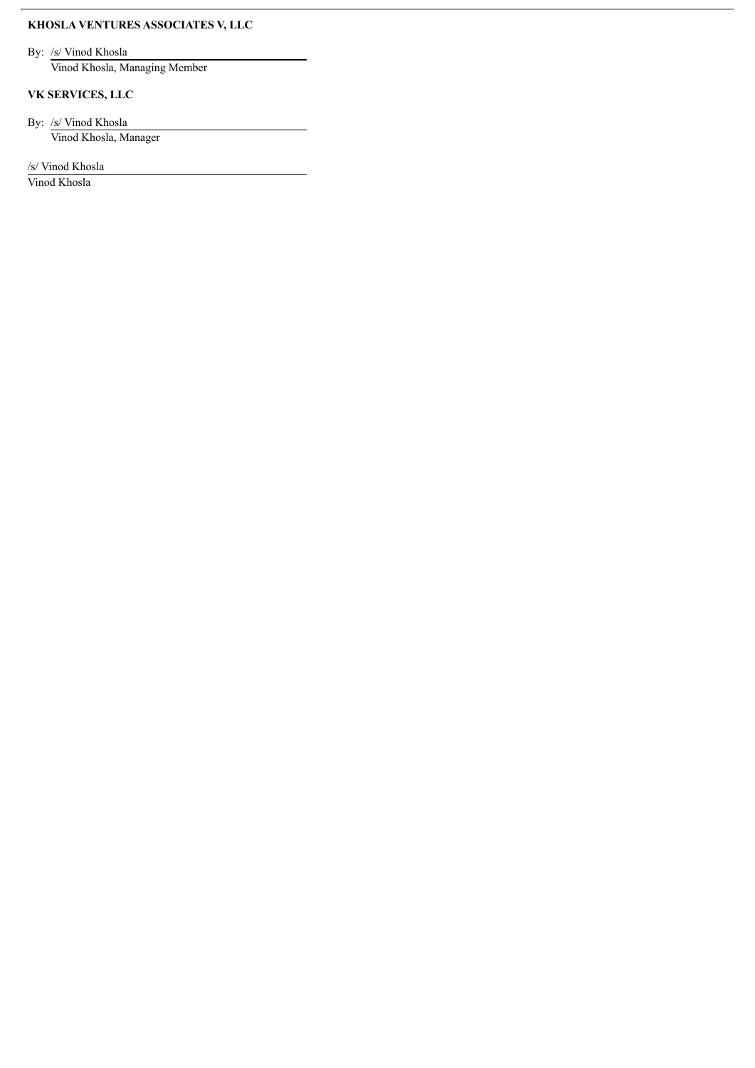**KHOSLA VENTURES ASSOCIATES V, LLC**

By: /s/ Vinod Khosla
Vinod Khosla, Managing Member

**VK SERVICES, LLC**

By: /s/ Vinod Khosla
Vinod Khosla, Manager

/s/ Vinod Khosla
Vinod Khosla